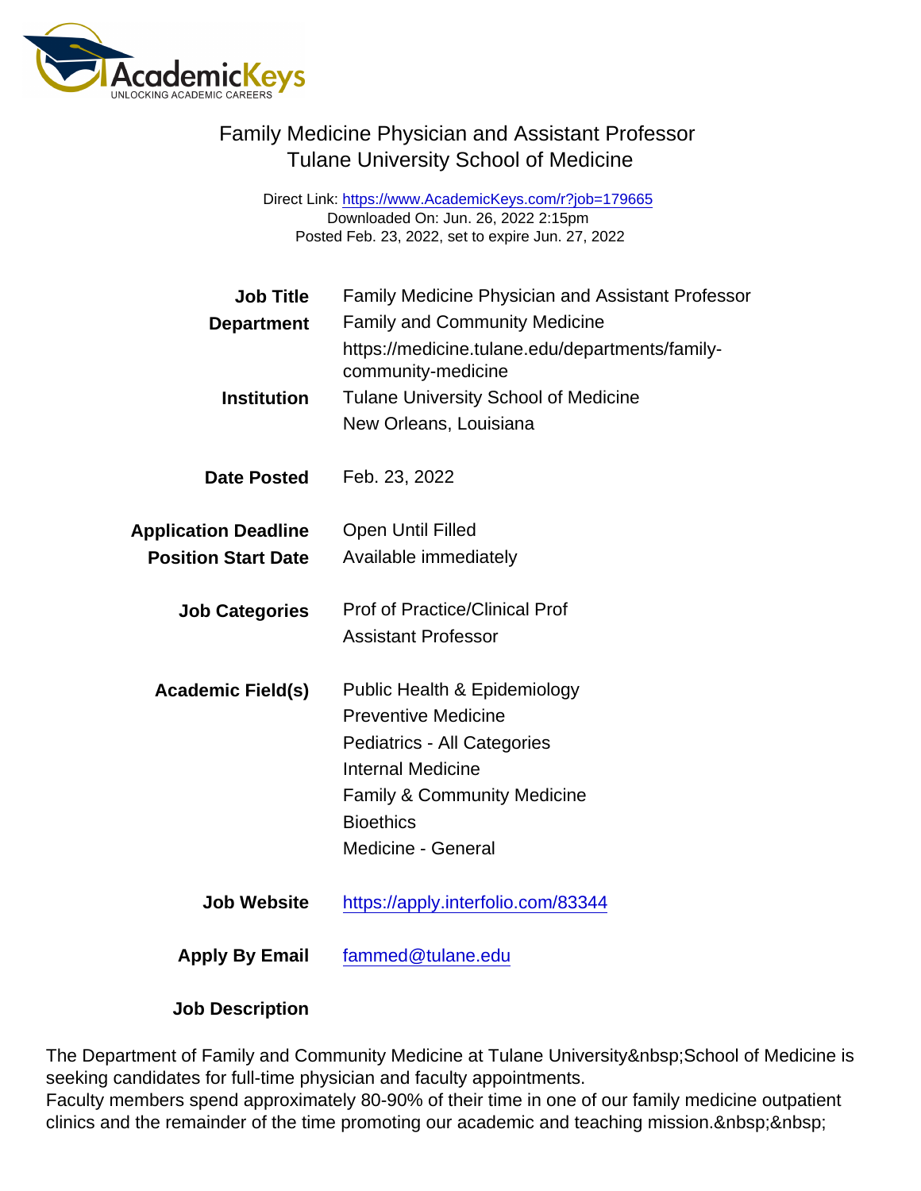# Family Medicine Physician and Assistant Professor
## Tulane University School of Medicine

Direct Link: https://www.AcademicKeys.com/r?job=179665
Downloaded On: Jun. 26, 2022 2:15pm
Posted Feb. 23, 2022, set to expire Jun. 27, 2022

**Job Title** Family Medicine Physician and Assistant Professor

**Department** Family and Community Medicine
https://medicine.tulane.edu/departments/family-community-medicine

**Institution** Tulane University School of Medicine
New Orleans, Louisiana

**Date Posted** Feb. 23, 2022

**Application Deadline** Open Until Filled

**Position Start Date** Available immediately

**Job Categories** Prof of Practice/Clinical Prof
Assistant Professor

**Academic Field(s)** Public Health & Epidemiology
Preventive Medicine
Pediatrics - All Categories
Internal Medicine
Family & Community Medicine
Bioethics
Medicine - General

**Job Website** https://apply.interfolio.com/83344

**Apply By Email** fammed@tulane.edu

**Job Description**

The Department of Family and Community Medicine at Tulane University&nbsp;School of Medicine is seeking candidates for full-time physician and faculty appointments.
Faculty members spend approximately 80-90% of their time in one of our family medicine outpatient clinics and the remainder of the time promoting our academic and teaching mission.&nbsp;&nbsp;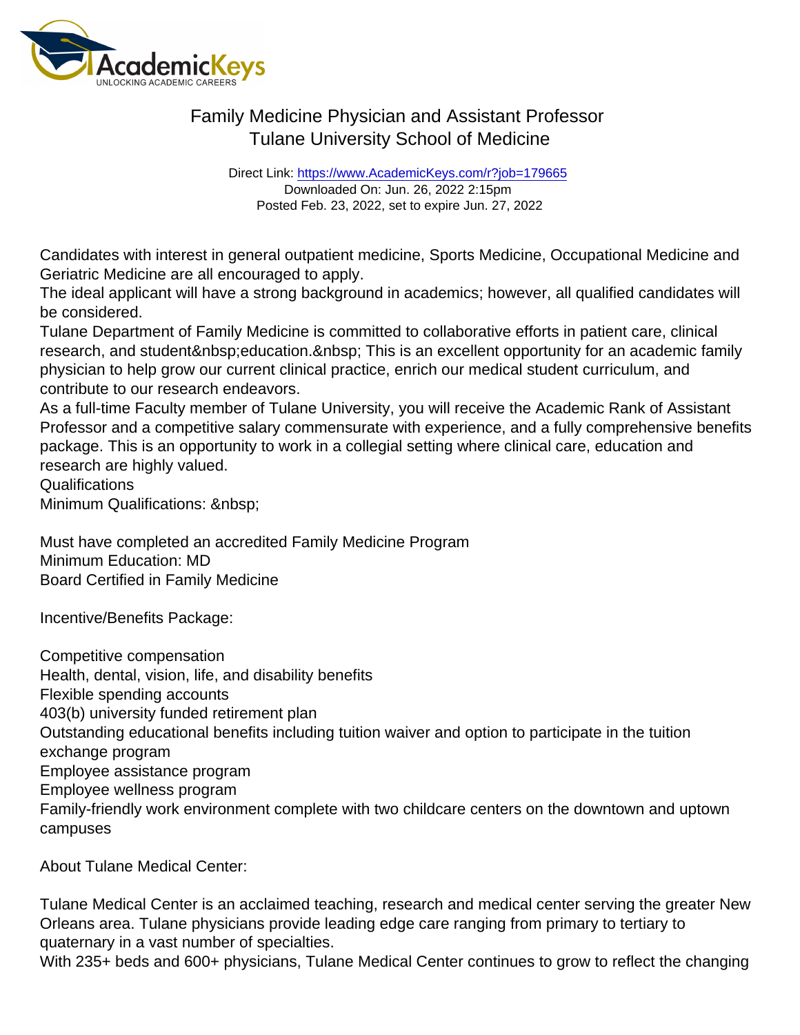Family Medicine Physician and Assistant Professor
Tulane University School of Medicine

Direct Link: https://www.AcademicKeys.com/r?job=179665
Downloaded On: Jun. 26, 2022 2:15pm
Posted Feb. 23, 2022, set to expire Jun. 27, 2022

Candidates with interest in general outpatient medicine, Sports Medicine, Occupational Medicine and Geriatric Medicine are all encouraged to apply.
The ideal applicant will have a strong background in academics; however, all qualified candidates will be considered.
Tulane Department of Family Medicine is committed to collaborative efforts in patient care, clinical research, and student&nbsp;education.&nbsp; This is an excellent opportunity for an academic family physician to help grow our current clinical practice, enrich our medical student curriculum, and contribute to our research endeavors.
As a full-time Faculty member of Tulane University, you will receive the Academic Rank of Assistant Professor and a competitive salary commensurate with experience, and a fully comprehensive benefits package. This is an opportunity to work in a collegial setting where clinical care, education and research are highly valued.
Qualifications
Minimum Qualifications: &nbsp;

Must have completed an accredited Family Medicine Program
Minimum Education: MD
Board Certified in Family Medicine

Incentive/Benefits Package:

Competitive compensation
Health, dental, vision, life, and disability benefits
Flexible spending accounts
403(b) university funded retirement plan
Outstanding educational benefits including tuition waiver and option to participate in the tuition exchange program
Employee assistance program
Employee wellness program
Family-friendly work environment complete with two childcare centers on the downtown and uptown campuses

About Tulane Medical Center:

Tulane Medical Center is an acclaimed teaching, research and medical center serving the greater New Orleans area. Tulane physicians provide leading edge care ranging from primary to tertiary to quaternary in a vast number of specialties.
With 235+ beds and 600+ physicians, Tulane Medical Center continues to grow to reflect the changing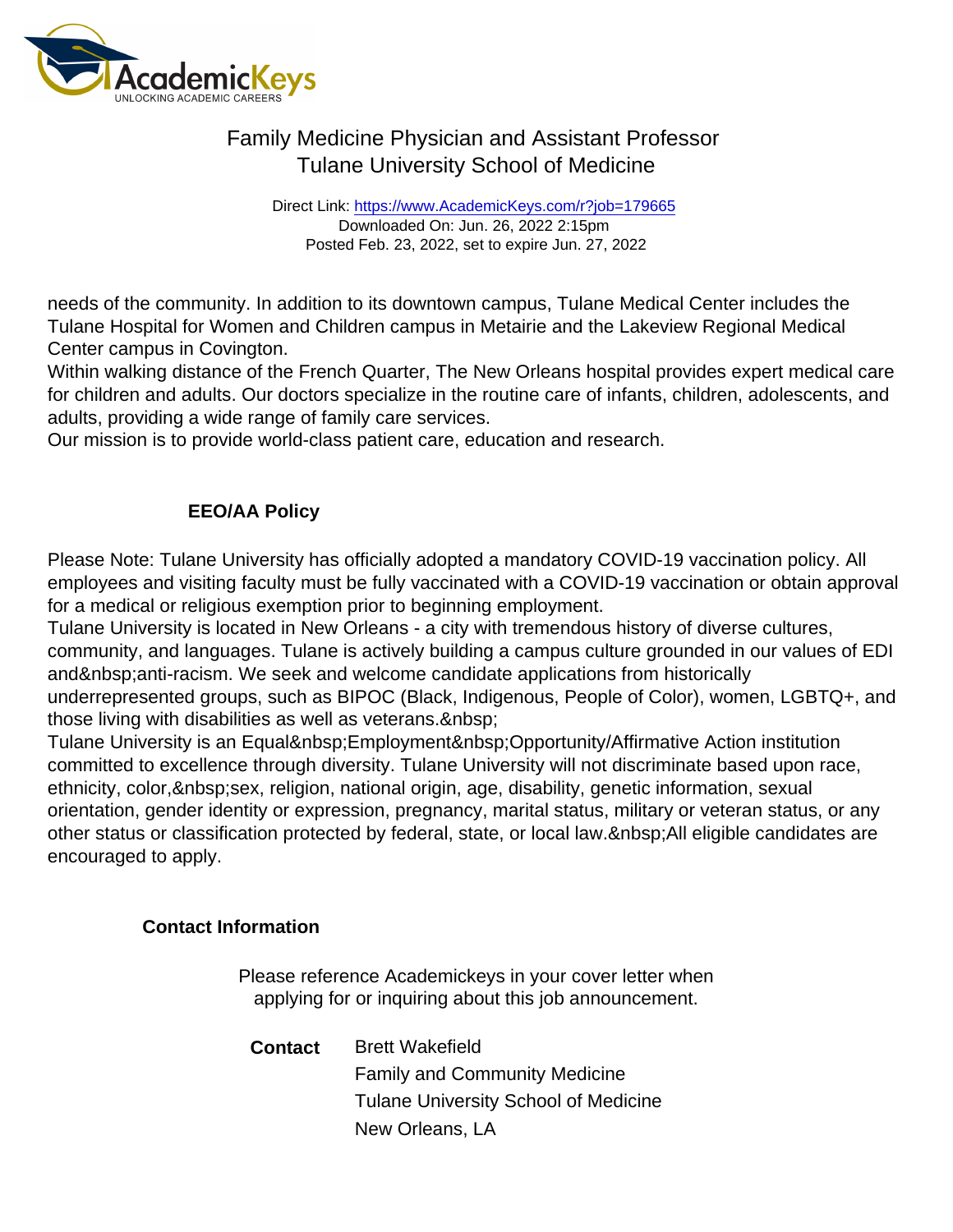needs of the community. In addition to its downtown campus, Tulane Medical Center includes the Tulane Hospital for Women and Children campus in Metairie and the Lakeview Regional Medical Center campus in Covington.
Within walking distance of the French Quarter, The New Orleans hospital provides expert medical care for children and adults. Our doctors specialize in the routine care of infants, children, adolescents, and adults, providing a wide range of family care services.
Our mission is to provide world-class patient care, education and research.

## EEO/AA Policy

Please Note: Tulane University has officially adopted a mandatory COVID-19 vaccination policy. All employees and visiting faculty must be fully vaccinated with a COVID-19 vaccination or obtain approval for a medical or religious exemption prior to beginning employment.
Tulane University is located in New Orleans - a city with tremendous history of diverse cultures, community, and languages. Tulane is actively building a campus culture grounded in our values of EDI and&nbsp;anti-racism. We seek and welcome candidate applications from historically underrepresented groups, such as BIPOC (Black, Indigenous, People of Color), women, LGBTQ+, and those living with disabilities as well as veterans.&nbsp;
Tulane University is an Equal&nbsp;Employment&nbsp;Opportunity/Affirmative Action institution committed to excellence through diversity. Tulane University will not discriminate based upon race, ethnicity, color,&nbsp;sex, religion, national origin, age, disability, genetic information, sexual orientation, gender identity or expression, pregnancy, marital status, military or veteran status, or any other status or classification protected by federal, state, or local law.&nbsp;All eligible candidates are encouraged to apply.

## Contact Information

Please reference Academickeys in your cover letter when applying for or inquiring about this job announcement.

**Contact** Brett Wakefield
Family and Community Medicine
Tulane University School of Medicine
New Orleans, LA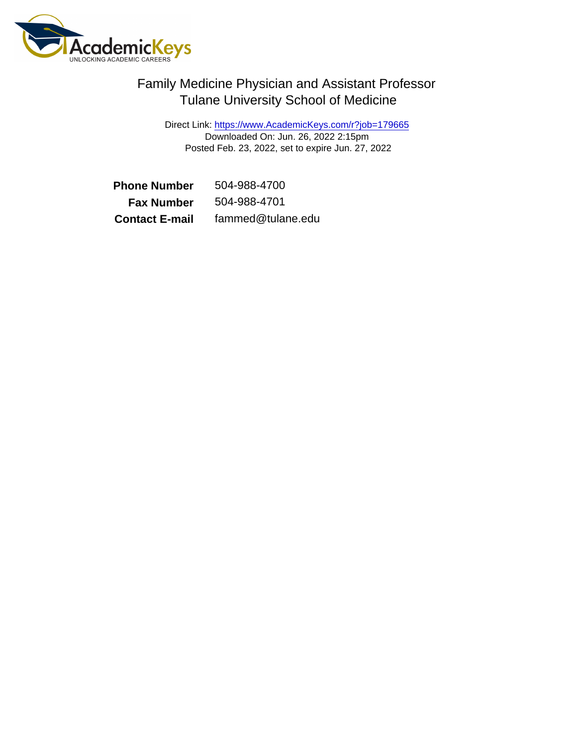AcademicKeys
UNLOCKING ACADEMIC CAREERS

# Family Medicine Physician and Assistant Professor
## Tulane University School of Medicine

Direct Link: https://www.AcademicKeys.com/r?job=179665
Downloaded On: Jun. 26, 2022 2:15pm
Posted Feb. 23, 2022, set to expire Jun. 27, 2022

| | |
|---|---|
| **Phone Number** | 504-988-4700 |
| **Fax Number** | 504-988-4701 |
| **Contact E-mail** | fammed@tulane.edu |